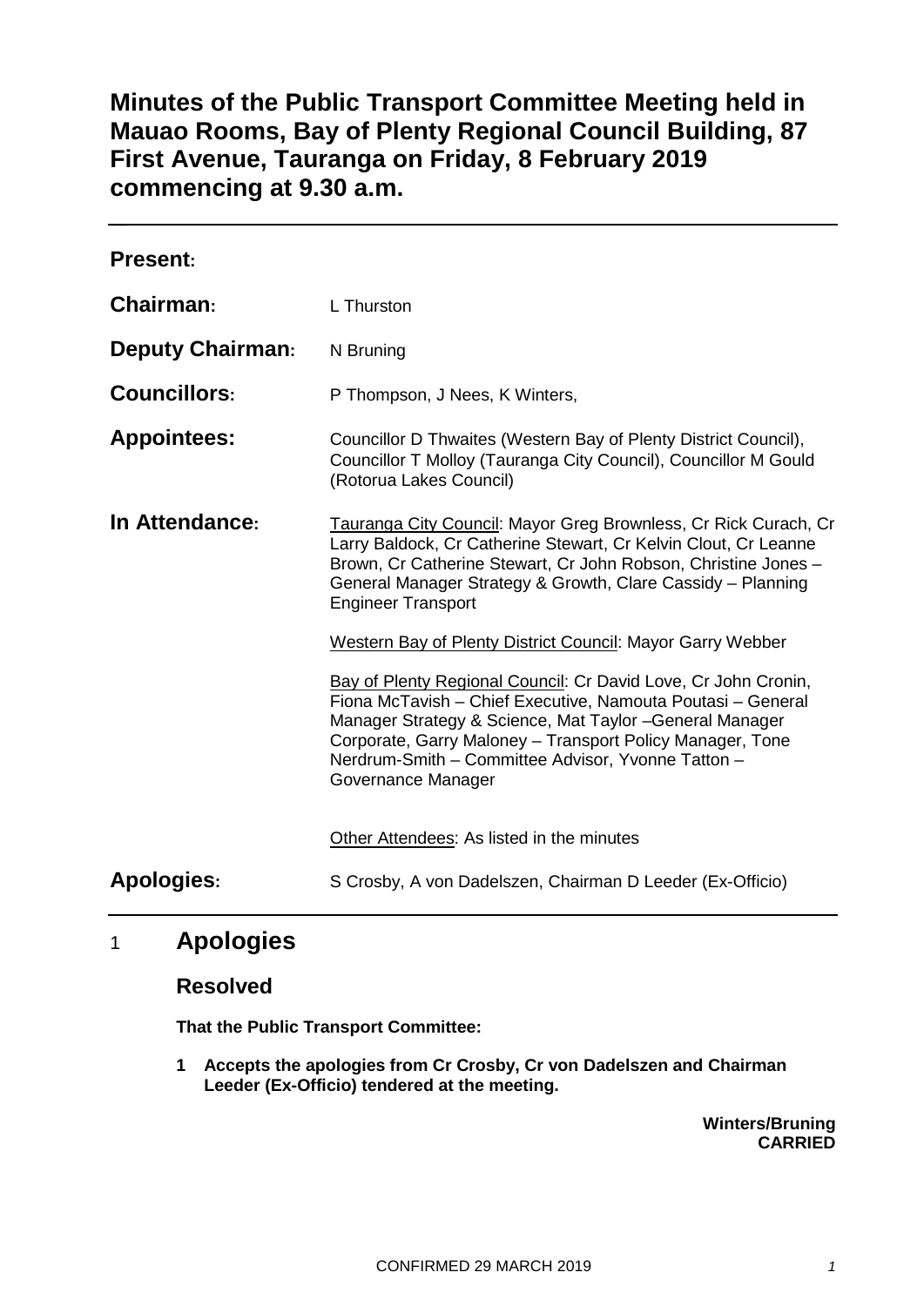# Minutes of the Public Transport Committee Meeting held in Mauao Rooms, Bay of Plenty Regional Council Building, 87 First Avenue, Tauranga on Friday, 8 February 2019 commencing at 9.30 a.m.

| | |
|---|---|
| **Present:** | |
| **Chairman:** | L Thurston |
| **Deputy Chairman:** | N Bruning |
| **Councillors:** | P Thompson, J Nees, K Winters, |
| **Appointees:** | Councillor D Thwaites (Western Bay of Plenty District Council), Councillor T Molloy (Tauranga City Council), Councillor M Gould (Rotorua Lakes Council) |
| **In Attendance:** | Tauranga City Council: Mayor Greg Brownless, Cr Rick Curach, Cr Larry Baldock, Cr Catherine Stewart, Cr Kelvin Clout, Cr Leanne Brown, Cr Catherine Stewart, Cr John Robson, Christine Jones – General Manager Strategy & Growth, Clare Cassidy – Planning Engineer Transport<br><br>Western Bay of Plenty District Council: Mayor Garry Webber<br><br>Bay of Plenty Regional Council: Cr David Love, Cr John Cronin, Fiona McTavish – Chief Executive, Namouta Poutasi – General Manager Strategy & Science, Mat Taylor –General Manager Corporate, Garry Maloney – Transport Policy Manager, Tone Nerdrum-Smith – Committee Advisor, Yvonne Tatton – Governance Manager<br><br>Other Attendees: As listed in the minutes |
| **Apologies:** | S Crosby, A von Dadelszen, Chairman D Leeder (Ex-Officio) |

## 1 Apologies

### Resolved

**That the Public Transport Committee:**

**1 Accepts the apologies from Cr Crosby, Cr von Dadelszen and Chairman Leeder (Ex-Officio) tendered at the meeting.**

**Winters/Bruning**
**CARRIED**

CONFIRMED 29 MARCH 2019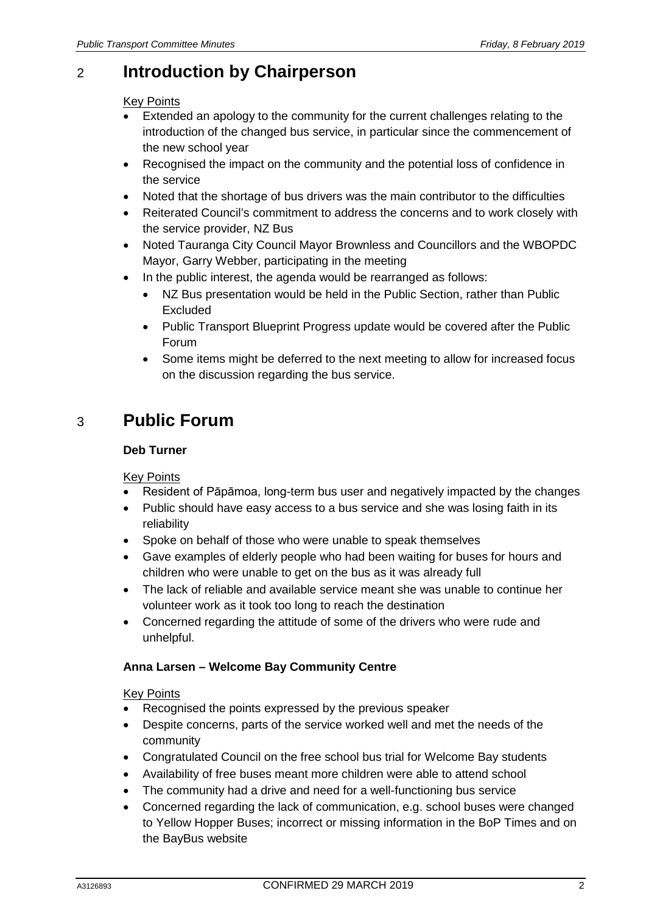## 2 Introduction by Chairperson

Key Points

- Extended an apology to the community for the current challenges relating to the introduction of the changed bus service, in particular since the commencement of the new school year
- Recognised the impact on the community and the potential loss of confidence in the service
- Noted that the shortage of bus drivers was the main contributor to the difficulties
- Reiterated Council's commitment to address the concerns and to work closely with the service provider, NZ Bus
- Noted Tauranga City Council Mayor Brownless and Councillors and the WBOPDC Mayor, Garry Webber, participating in the meeting
- In the public interest, the agenda would be rearranged as follows:
  - NZ Bus presentation would be held in the Public Section, rather than Public Excluded
  - Public Transport Blueprint Progress update would be covered after the Public Forum
  - Some items might be deferred to the next meeting to allow for increased focus on the discussion regarding the bus service.

## 3 Public Forum

**Deb Turner**

Key Points

- Resident of Pāpāmoa, long-term bus user and negatively impacted by the changes
- Public should have easy access to a bus service and she was losing faith in its reliability
- Spoke on behalf of those who were unable to speak themselves
- Gave examples of elderly people who had been waiting for buses for hours and children who were unable to get on the bus as it was already full
- The lack of reliable and available service meant she was unable to continue her volunteer work as it took too long to reach the destination
- Concerned regarding the attitude of some of the drivers who were rude and unhelpful.

**Anna Larsen – Welcome Bay Community Centre**

Key Points

- Recognised the points expressed by the previous speaker
- Despite concerns, parts of the service worked well and met the needs of the community
- Congratulated Council on the free school bus trial for Welcome Bay students
- Availability of free buses meant more children were able to attend school
- The community had a drive and need for a well-functioning bus service
- Concerned regarding the lack of communication, e.g. school buses were changed to Yellow Hopper Buses; incorrect or missing information in the BoP Times and on the BayBus website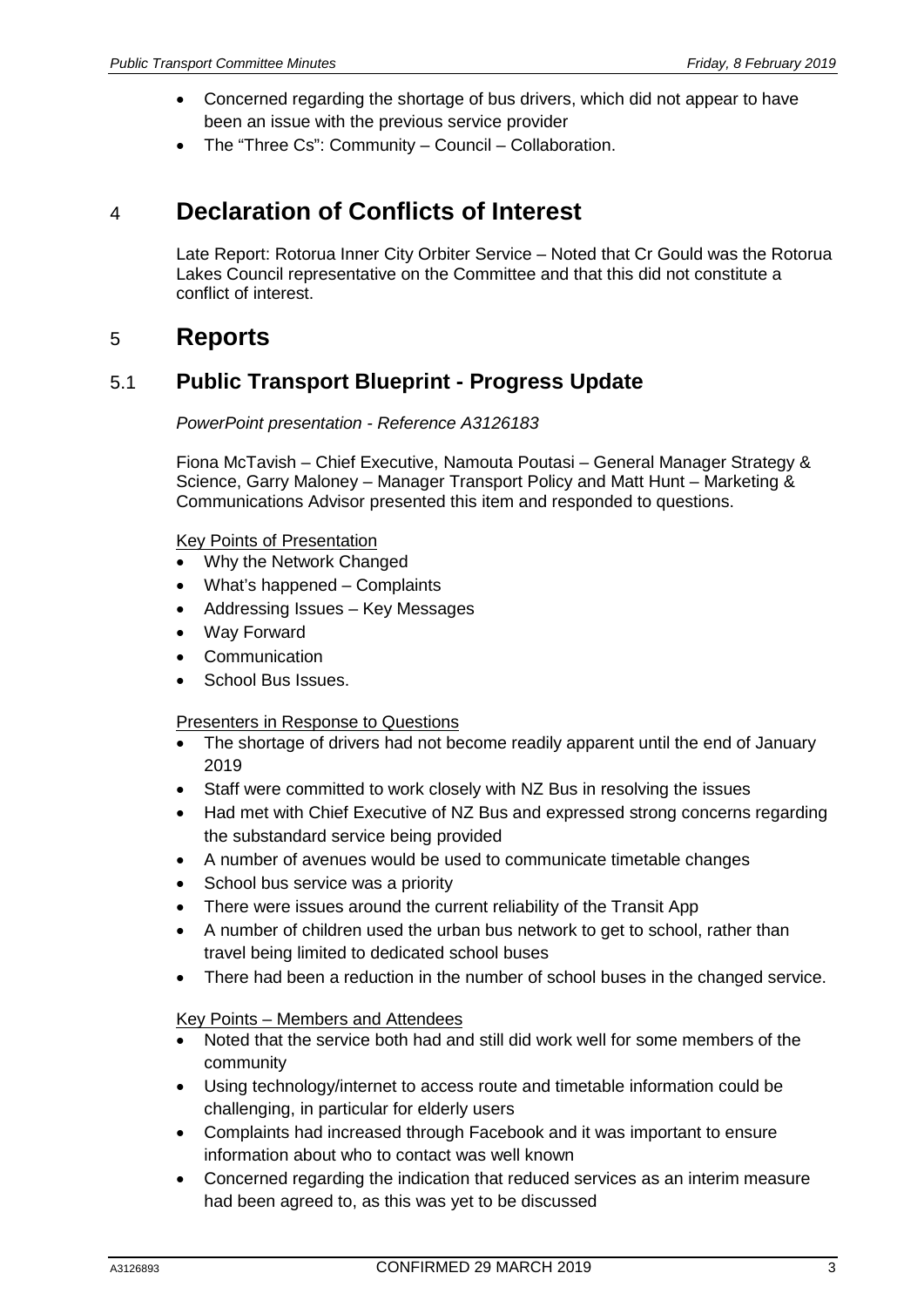- Concerned regarding the shortage of bus drivers, which did not appear to have been an issue with the previous service provider
- The "Three Cs": Community – Council – Collaboration.

## 4 Declaration of Conflicts of Interest

Late Report: Rotorua Inner City Orbiter Service – Noted that Cr Gould was the Rotorua Lakes Council representative on the Committee and that this did not constitute a conflict of interest.

## 5 Reports

### 5.1 Public Transport Blueprint - Progress Update

*PowerPoint presentation - Reference A3126183*

Fiona McTavish – Chief Executive, Namouta Poutasi – General Manager Strategy & Science, Garry Maloney – Manager Transport Policy and Matt Hunt – Marketing & Communications Advisor presented this item and responded to questions.

Key Points of Presentation

- Why the Network Changed
- What's happened – Complaints
- Addressing Issues – Key Messages
- Way Forward
- Communication
- School Bus Issues.

Presenters in Response to Questions

- The shortage of drivers had not become readily apparent until the end of January 2019
- Staff were committed to work closely with NZ Bus in resolving the issues
- Had met with Chief Executive of NZ Bus and expressed strong concerns regarding the substandard service being provided
- A number of avenues would be used to communicate timetable changes
- School bus service was a priority
- There were issues around the current reliability of the Transit App
- A number of children used the urban bus network to get to school, rather than travel being limited to dedicated school buses
- There had been a reduction in the number of school buses in the changed service.

Key Points – Members and Attendees

- Noted that the service both had and still did work well for some members of the community
- Using technology/internet to access route and timetable information could be challenging, in particular for elderly users
- Complaints had increased through Facebook and it was important to ensure information about who to contact was well known
- Concerned regarding the indication that reduced services as an interim measure had been agreed to, as this was yet to be discussed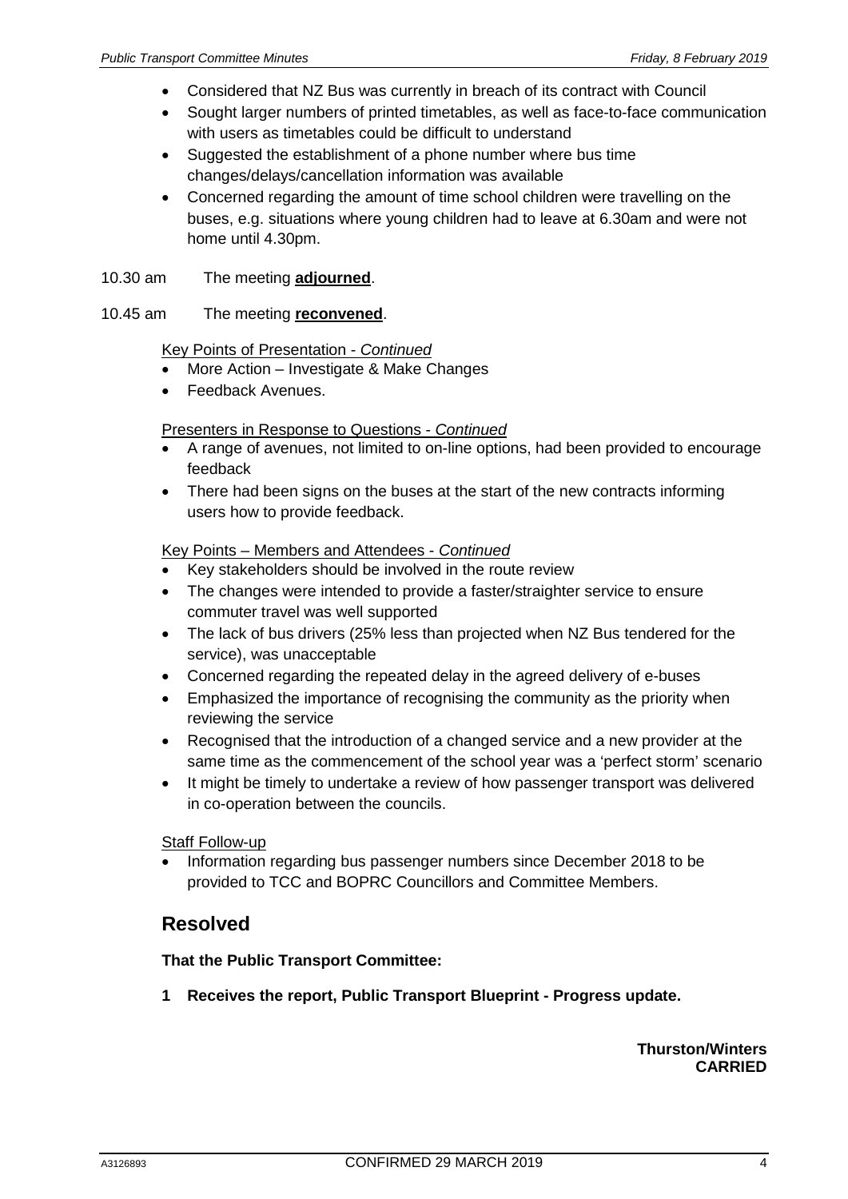- Considered that NZ Bus was currently in breach of its contract with Council
- Sought larger numbers of printed timetables, as well as face-to-face communication with users as timetables could be difficult to understand
- Suggested the establishment of a phone number where bus time changes/delays/cancellation information was available
- Concerned regarding the amount of time school children were travelling on the buses, e.g. situations where young children had to leave at 6.30am and were not home until 4.30pm.

10.30 am The meeting **adjourned**.

10.45 am The meeting **reconvened**.

Key Points of Presentation - *Continued*

- More Action – Investigate & Make Changes
- Feedback Avenues.

Presenters in Response to Questions - *Continued*

- A range of avenues, not limited to on-line options, had been provided to encourage feedback
- There had been signs on the buses at the start of the new contracts informing users how to provide feedback.

Key Points – Members and Attendees - *Continued*

- Key stakeholders should be involved in the route review
- The changes were intended to provide a faster/straighter service to ensure commuter travel was well supported
- The lack of bus drivers (25% less than projected when NZ Bus tendered for the service), was unacceptable
- Concerned regarding the repeated delay in the agreed delivery of e-buses
- Emphasized the importance of recognising the community as the priority when reviewing the service
- Recognised that the introduction of a changed service and a new provider at the same time as the commencement of the school year was a 'perfect storm' scenario
- It might be timely to undertake a review of how passenger transport was delivered in co-operation between the councils.

Staff Follow-up

- Information regarding bus passenger numbers since December 2018 to be provided to TCC and BOPRC Councillors and Committee Members.

## Resolved

**That the Public Transport Committee:**

**1 Receives the report, Public Transport Blueprint - Progress update.**

**Thurston/Winters**
**CARRIED**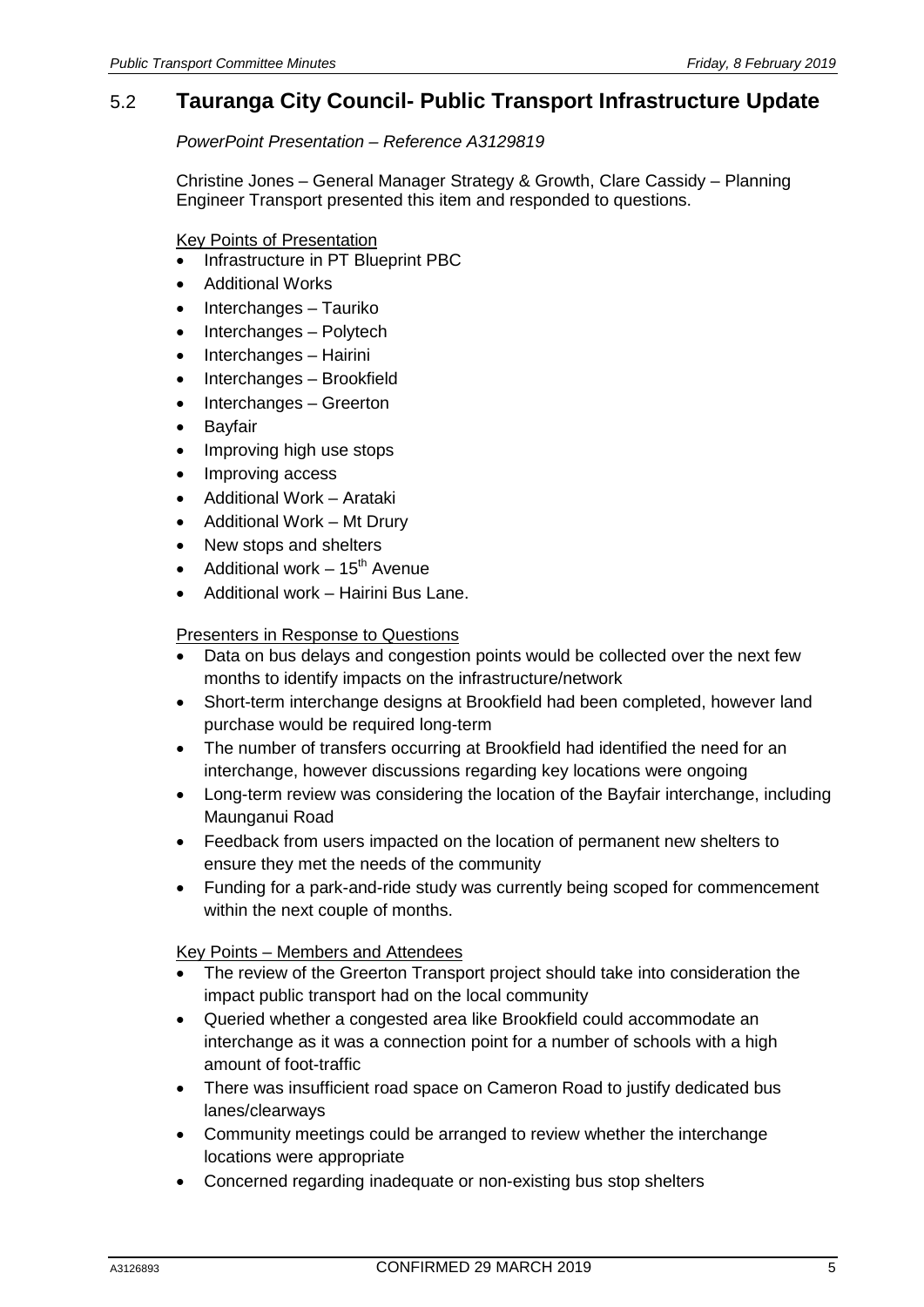## 5.2 Tauranga City Council- Public Transport Infrastructure Update

*PowerPoint Presentation – Reference A3129819*

Christine Jones – General Manager Strategy & Growth, Clare Cassidy – Planning Engineer Transport presented this item and responded to questions.

Key Points of Presentation

- Infrastructure in PT Blueprint PBC
- Additional Works
- Interchanges – Tauriko
- Interchanges – Polytech
- Interchanges – Hairini
- Interchanges – Brookfield
- Interchanges – Greerton
- Bayfair
- Improving high use stops
- Improving access
- Additional Work – Arataki
- Additional Work – Mt Drury
- New stops and shelters
- Additional work – 15th Avenue
- Additional work – Hairini Bus Lane.

Presenters in Response to Questions

- Data on bus delays and congestion points would be collected over the next few months to identify impacts on the infrastructure/network
- Short-term interchange designs at Brookfield had been completed, however land purchase would be required long-term
- The number of transfers occurring at Brookfield had identified the need for an interchange, however discussions regarding key locations were ongoing
- Long-term review was considering the location of the Bayfair interchange, including Maunganui Road
- Feedback from users impacted on the location of permanent new shelters to ensure they met the needs of the community
- Funding for a park-and-ride study was currently being scoped for commencement within the next couple of months.

Key Points – Members and Attendees

- The review of the Greerton Transport project should take into consideration the impact public transport had on the local community
- Queried whether a congested area like Brookfield could accommodate an interchange as it was a connection point for a number of schools with a high amount of foot-traffic
- There was insufficient road space on Cameron Road to justify dedicated bus lanes/clearways
- Community meetings could be arranged to review whether the interchange locations were appropriate
- Concerned regarding inadequate or non-existing bus stop shelters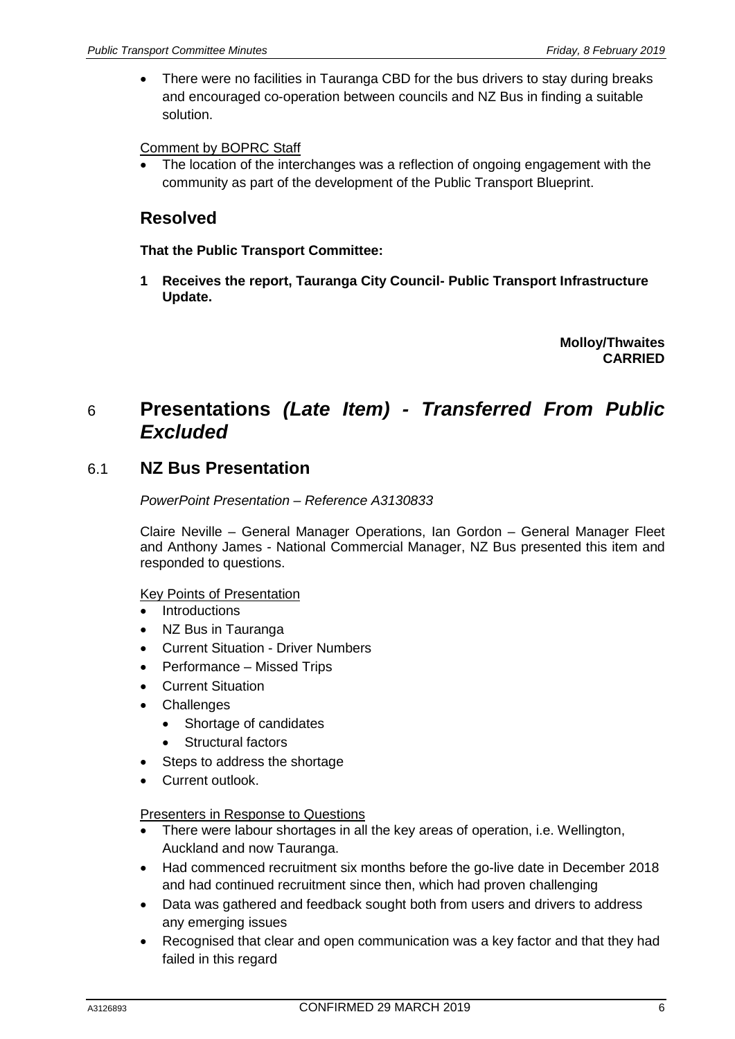- There were no facilities in Tauranga CBD for the bus drivers to stay during breaks and encouraged co-operation between councils and NZ Bus in finding a suitable solution.

Comment by BOPRC Staff

- The location of the interchanges was a reflection of ongoing engagement with the community as part of the development of the Public Transport Blueprint.

## Resolved

**That the Public Transport Committee:**

**1 Receives the report, Tauranga City Council- Public Transport Infrastructure Update.**

**Molloy/Thwaites**
**CARRIED**

# 6 Presentations *(Late Item) - Transferred From Public Excluded*

## 6.1 NZ Bus Presentation

*PowerPoint Presentation – Reference A3130833*

Claire Neville – General Manager Operations, Ian Gordon – General Manager Fleet and Anthony James - National Commercial Manager, NZ Bus presented this item and responded to questions.

Key Points of Presentation

- Introductions
- NZ Bus in Tauranga
- Current Situation - Driver Numbers
- Performance – Missed Trips
- Current Situation
- Challenges
  - Shortage of candidates
  - Structural factors
- Steps to address the shortage
- Current outlook.

Presenters in Response to Questions

- There were labour shortages in all the key areas of operation, i.e. Wellington, Auckland and now Tauranga.
- Had commenced recruitment six months before the go-live date in December 2018 and had continued recruitment since then, which had proven challenging
- Data was gathered and feedback sought both from users and drivers to address any emerging issues
- Recognised that clear and open communication was a key factor and that they had failed in this regard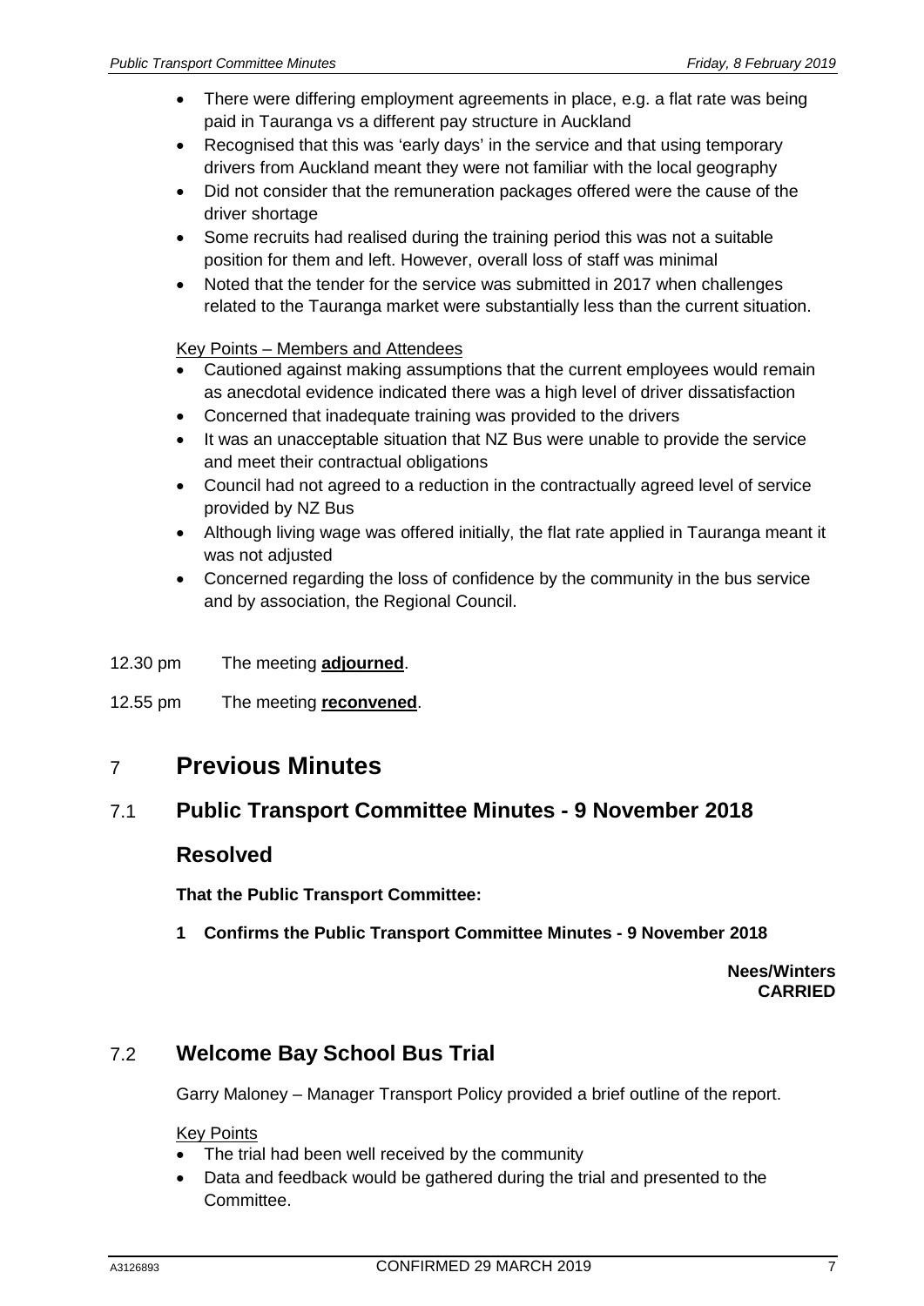- There were differing employment agreements in place, e.g. a flat rate was being paid in Tauranga vs a different pay structure in Auckland
- Recognised that this was 'early days' in the service and that using temporary drivers from Auckland meant they were not familiar with the local geography
- Did not consider that the remuneration packages offered were the cause of the driver shortage
- Some recruits had realised during the training period this was not a suitable position for them and left. However, overall loss of staff was minimal
- Noted that the tender for the service was submitted in 2017 when challenges related to the Tauranga market were substantially less than the current situation.

Key Points – Members and Attendees

- Cautioned against making assumptions that the current employees would remain as anecdotal evidence indicated there was a high level of driver dissatisfaction
- Concerned that inadequate training was provided to the drivers
- It was an unacceptable situation that NZ Bus were unable to provide the service and meet their contractual obligations
- Council had not agreed to a reduction in the contractually agreed level of service provided by NZ Bus
- Although living wage was offered initially, the flat rate applied in Tauranga meant it was not adjusted
- Concerned regarding the loss of confidence by the community in the bus service and by association, the Regional Council.

12.30 pm The meeting **adjourned**.

12.55 pm The meeting **reconvened**.

# 7 Previous Minutes

## 7.1 Public Transport Committee Minutes - 9 November 2018

### Resolved

**That the Public Transport Committee:**

**1 Confirms the Public Transport Committee Minutes - 9 November 2018**

**Nees/Winters**
**CARRIED**

## 7.2 Welcome Bay School Bus Trial

Garry Maloney – Manager Transport Policy provided a brief outline of the report.

Key Points

- The trial had been well received by the community
- Data and feedback would be gathered during the trial and presented to the Committee.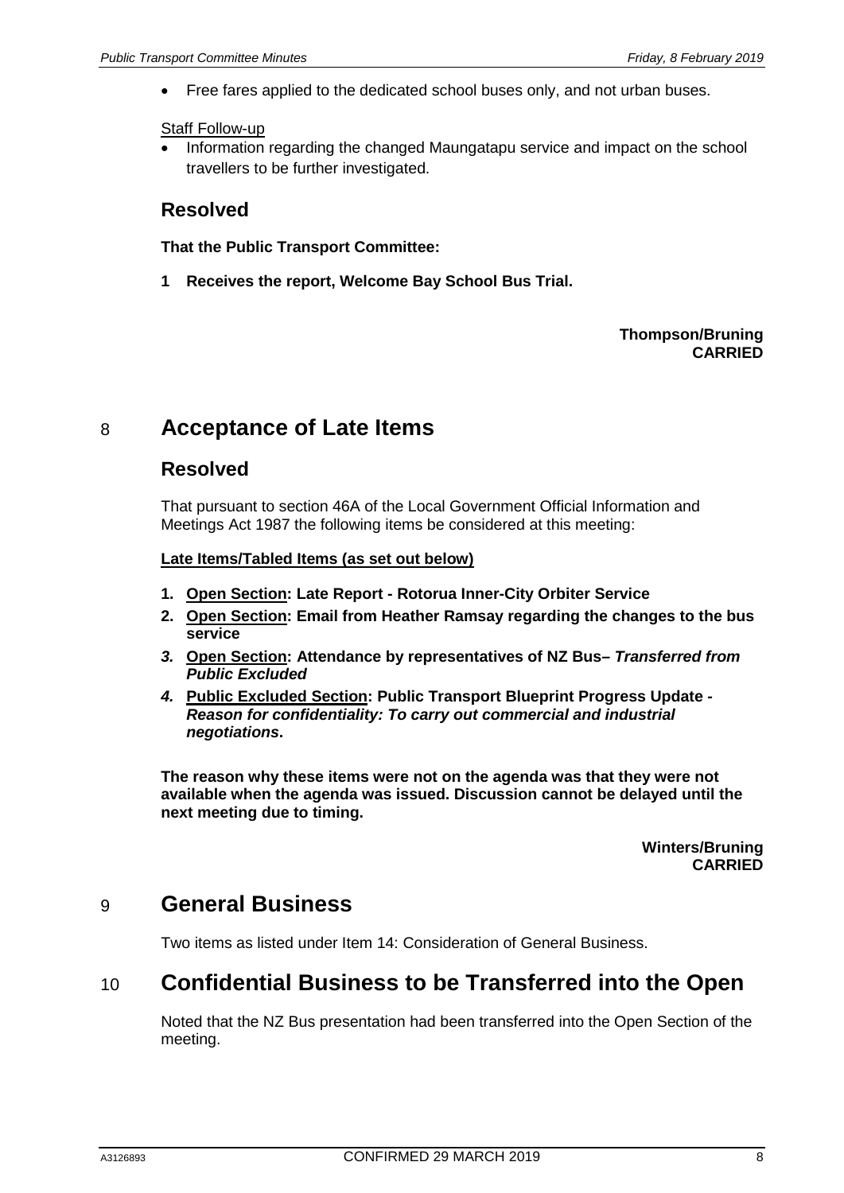- Free fares applied to the dedicated school buses only, and not urban buses.

Staff Follow-up

- Information regarding the changed Maungatapu service and impact on the school travellers to be further investigated.

## Resolved

**That the Public Transport Committee:**

**1 Receives the report, Welcome Bay School Bus Trial.**

**Thompson/Bruning**
**CARRIED**

# 8 Acceptance of Late Items

## Resolved

That pursuant to section 46A of the Local Government Official Information and Meetings Act 1987 the following items be considered at this meeting:

**Late Items/Tabled Items (as set out below)**

1. **Open Section: Late Report - Rotorua Inner-City Orbiter Service**
2. **Open Section: Email from Heather Ramsay regarding the changes to the bus service**
3. **Open Section: Attendance by representatives of NZ Bus–** ***Transferred from Public Excluded***
4. **Public Excluded Section: Public Transport Blueprint Progress Update -** ***Reason for confidentiality: To carry out commercial and industrial negotiations*****.**

**The reason why these items were not on the agenda was that they were not available when the agenda was issued. Discussion cannot be delayed until the next meeting due to timing.**

**Winters/Bruning**
**CARRIED**

# 9 General Business

Two items as listed under Item 14: Consideration of General Business.

# 10 Confidential Business to be Transferred into the Open

Noted that the NZ Bus presentation had been transferred into the Open Section of the meeting.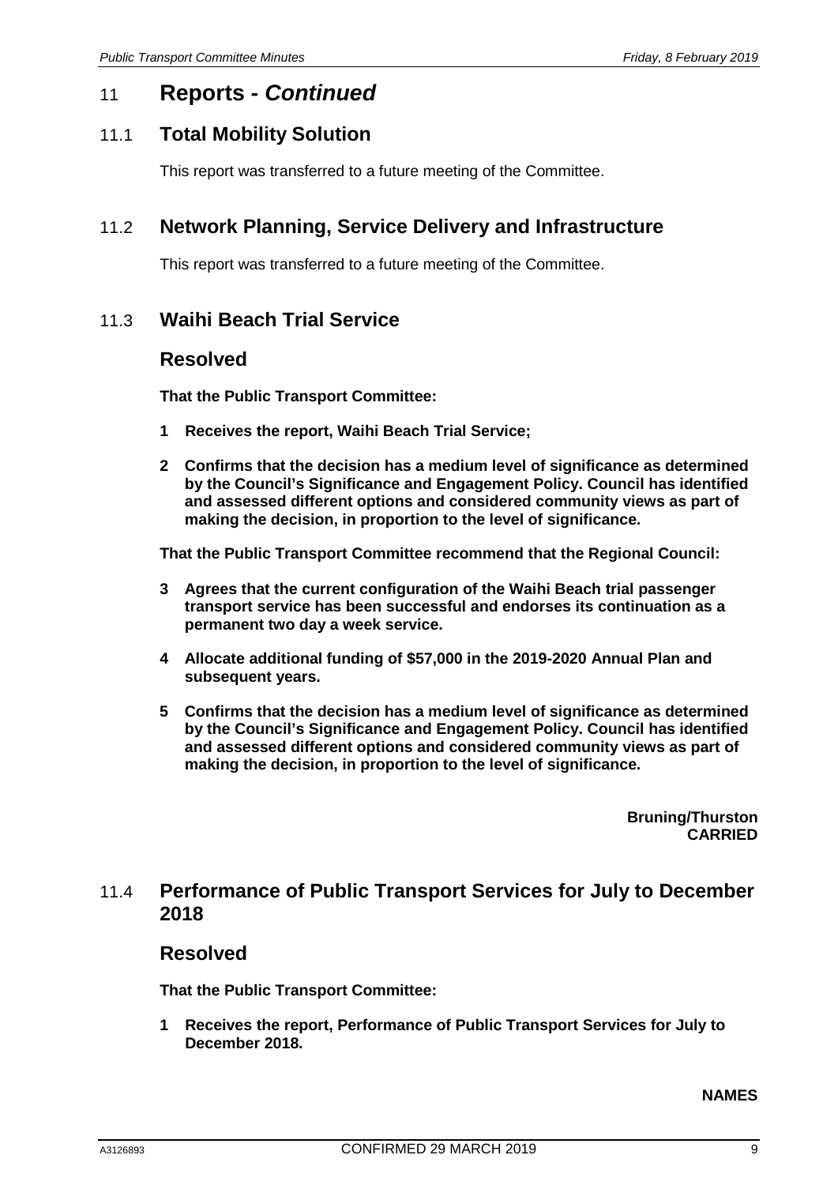## 11 Reports - *Continued*

### 11.1 Total Mobility Solution

This report was transferred to a future meeting of the Committee.

### 11.2 Network Planning, Service Delivery and Infrastructure

This report was transferred to a future meeting of the Committee.

### 11.3 Waihi Beach Trial Service

#### Resolved

**That the Public Transport Committee:**

**1 Receives the report, Waihi Beach Trial Service;**

**2 Confirms that the decision has a medium level of significance as determined by the Council's Significance and Engagement Policy. Council has identified and assessed different options and considered community views as part of making the decision, in proportion to the level of significance.**

**That the Public Transport Committee recommend that the Regional Council:**

**3 Agrees that the current configuration of the Waihi Beach trial passenger transport service has been successful and endorses its continuation as a permanent two day a week service.**

**4 Allocate additional funding of $57,000 in the 2019-2020 Annual Plan and subsequent years.**

**5 Confirms that the decision has a medium level of significance as determined by the Council's Significance and Engagement Policy. Council has identified and assessed different options and considered community views as part of making the decision, in proportion to the level of significance.**

**Bruning/Thurston**
**CARRIED**

### 11.4 Performance of Public Transport Services for July to December 2018

#### Resolved

**That the Public Transport Committee:**

**1 Receives the report, Performance of Public Transport Services for July to December 2018.**

**NAMES**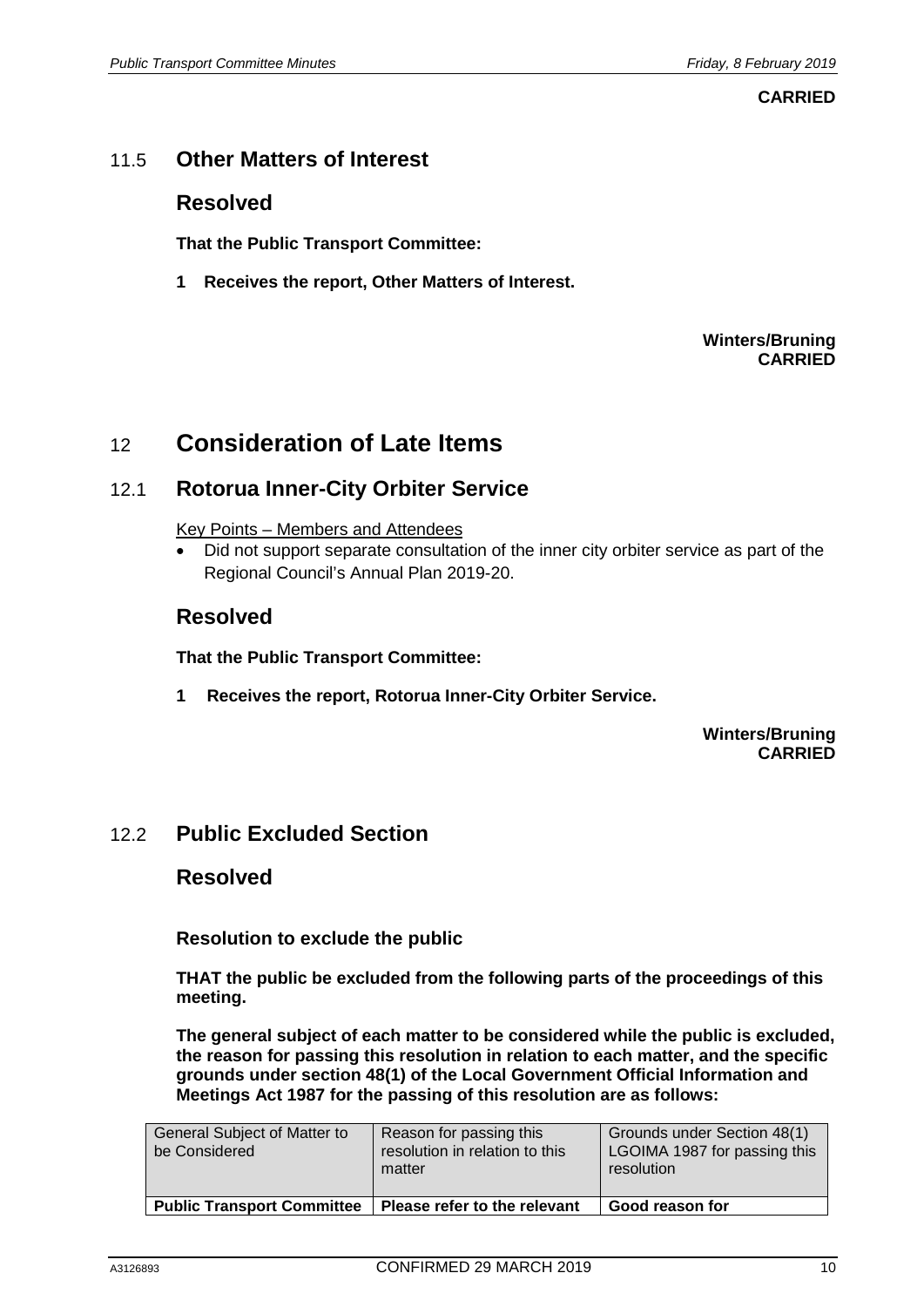**CARRIED**

## 11.5 Other Matters of Interest

### Resolved

**That the Public Transport Committee:**

**1 Receives the report, Other Matters of Interest.**

**Winters/Bruning**
**CARRIED**

# 12 Consideration of Late Items

## 12.1 Rotorua Inner-City Orbiter Service

Key Points – Members and Attendees

- Did not support separate consultation of the inner city orbiter service as part of the Regional Council's Annual Plan 2019-20.

### Resolved

**That the Public Transport Committee:**

**1 Receives the report, Rotorua Inner-City Orbiter Service.**

**Winters/Bruning**
**CARRIED**

## 12.2 Public Excluded Section

### Resolved

**Resolution to exclude the public**

**THAT the public be excluded from the following parts of the proceedings of this meeting.**

**The general subject of each matter to be considered while the public is excluded, the reason for passing this resolution in relation to each matter, and the specific grounds under section 48(1) of the Local Government Official Information and Meetings Act 1987 for the passing of this resolution are as follows:**

| General Subject of Matter to be Considered | Reason for passing this resolution in relation to this matter | Grounds under Section 48(1) LGOIMA 1987 for passing this resolution |
|---|---|---|
| **Public Transport Committee** | **Please refer to the relevant** | **Good reason for** |

CONFIRMED 29 MARCH 2019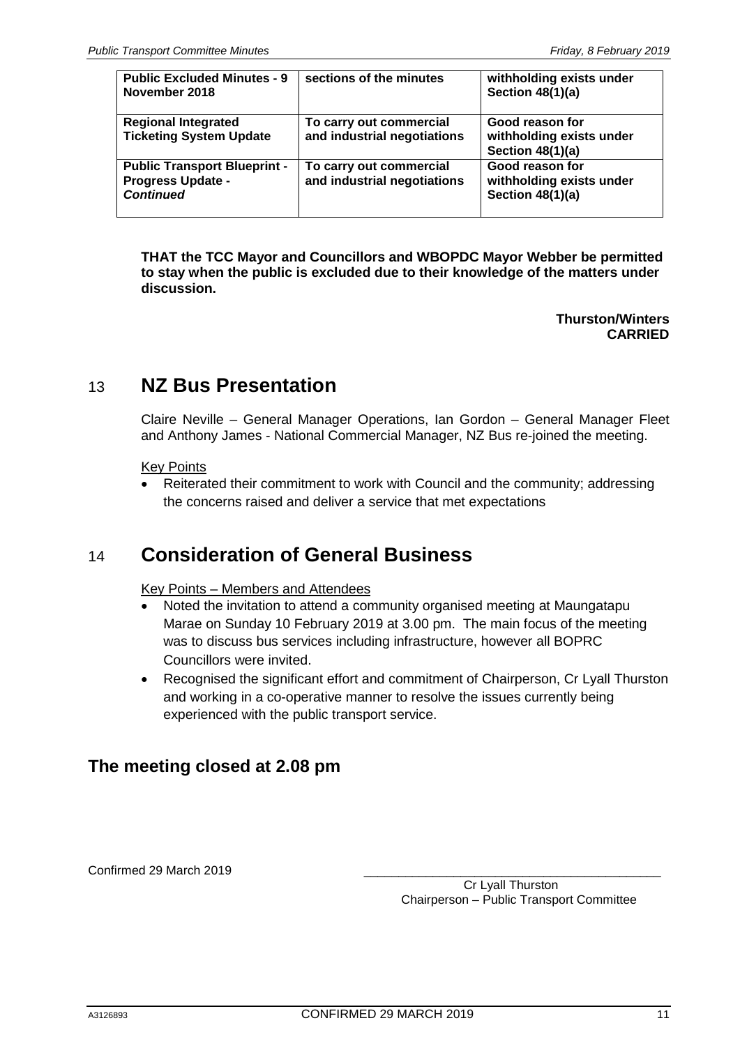| | | |
|---|---|---|
| **Public Excluded Minutes - 9 November 2018** | **sections of the minutes** | **withholding exists under Section 48(1)(a)** |
| **Regional Integrated Ticketing System Update** | **To carry out commercial and industrial negotiations** | **Good reason for withholding exists under Section 48(1)(a)** |
| **Public Transport Blueprint - Progress Update - *Continued*** | **To carry out commercial and industrial negotiations** | **Good reason for withholding exists under Section 48(1)(a)** |

**THAT the TCC Mayor and Councillors and WBOPDC Mayor Webber be permitted to stay when the public is excluded due to their knowledge of the matters under discussion.**

**Thurston/Winters**
**CARRIED**

# 13 NZ Bus Presentation

Claire Neville – General Manager Operations, Ian Gordon – General Manager Fleet and Anthony James - National Commercial Manager, NZ Bus re-joined the meeting.

Key Points

- Reiterated their commitment to work with Council and the community; addressing the concerns raised and deliver a service that met expectations

# 14 Consideration of General Business

Key Points – Members and Attendees

- Noted the invitation to attend a community organised meeting at Maungatapu Marae on Sunday 10 February 2019 at 3.00 pm. The main focus of the meeting was to discuss bus services including infrastructure, however all BOPRC Councillors were invited.
- Recognised the significant effort and commitment of Chairperson, Cr Lyall Thurston and working in a co-operative manner to resolve the issues currently being experienced with the public transport service.

## The meeting closed at 2.08 pm

Confirmed 29 March 2019

\_\_\_\_\_\_\_\_\_\_\_\_\_\_\_\_\_\_\_\_\_\_\_\_\_\_\_\_\_\_\_\_\_\_\_\_\_\_\_\_\_

Cr Lyall Thurston
Chairperson – Public Transport Committee